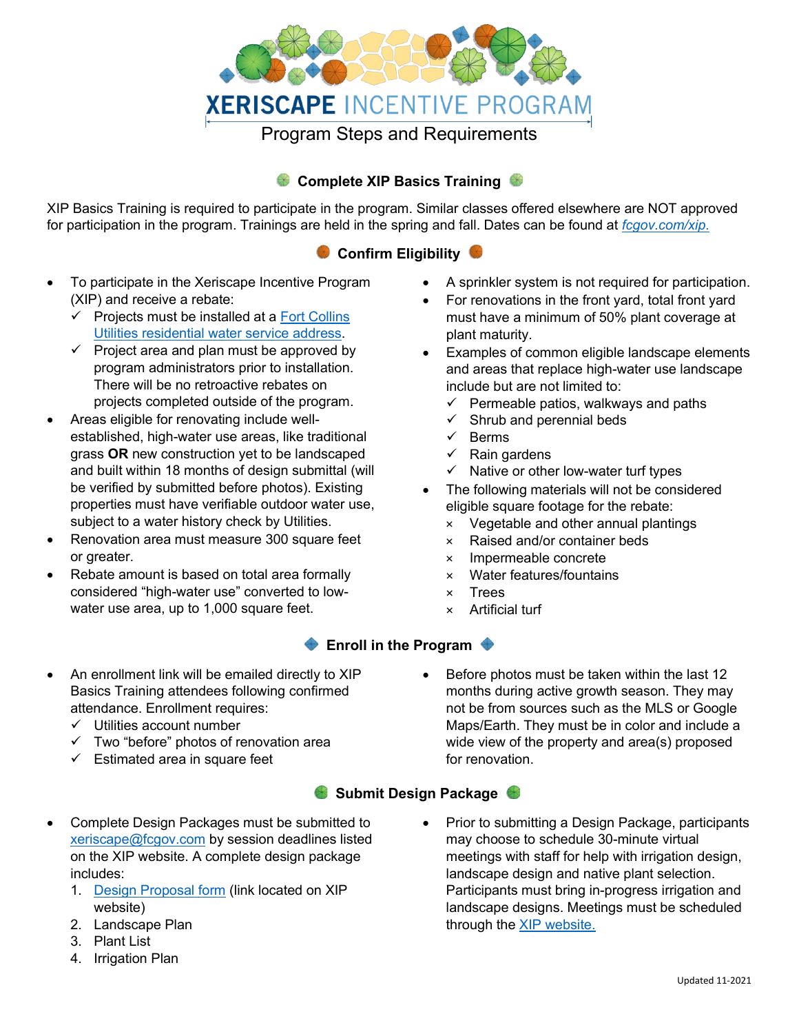# XERISCAPE INCENTIVE PROGRAM

Program Steps and Requirements

## Complete XIP Basics Training

XIP Basics Training is required to participate in the program. Similar classes offered elsewhere are NOT approved for participation in the program. Trainings are held in the spring and fall. Dates can be found at fcgov.com/xip.

## Confirm Eligibility

- To participate in the Xeriscape Incentive Program (XIP) and receive a rebate:
  - ✓ Projects must be installed at a Fort Collins Utilities residential water service address.
  - ✓ Project area and plan must be approved by program administrators prior to installation. There will be no retroactive rebates on projects completed outside of the program.
- Areas eligible for renovating include well-established, high-water use areas, like traditional grass **OR** new construction yet to be landscaped and built within 18 months of design submittal (will be verified by submitted before photos). Existing properties must have verifiable outdoor water use, subject to a water history check by Utilities.
- Renovation area must measure 300 square feet or greater.
- Rebate amount is based on total area formally considered "high-water use" converted to low-water use area, up to 1,000 square feet.
- A sprinkler system is not required for participation.
- For renovations in the front yard, total front yard must have a minimum of 50% plant coverage at plant maturity.
- Examples of common eligible landscape elements and areas that replace high-water use landscape include but are not limited to:
  - ✓ Permeable patios, walkways and paths
  - ✓ Shrub and perennial beds
  - ✓ Berms
  - ✓ Rain gardens
  - ✓ Native or other low-water turf types
- The following materials will not be considered eligible square footage for the rebate:
  - × Vegetable and other annual plantings
  - × Raised and/or container beds
  - × Impermeable concrete
  - × Water features/fountains
  - × Trees
  - × Artificial turf

## Enroll in the Program

- An enrollment link will be emailed directly to XIP Basics Training attendees following confirmed attendance. Enrollment requires:
  - ✓ Utilities account number
  - ✓ Two "before" photos of renovation area
  - ✓ Estimated area in square feet
- Before photos must be taken within the last 12 months during active growth season. They may not be from sources such as the MLS or Google Maps/Earth. They must be in color and include a wide view of the property and area(s) proposed for renovation.

## Submit Design Package

- Complete Design Packages must be submitted to xeriscape@fcgov.com by session deadlines listed on the XIP website. A complete design package includes:
  1. Design Proposal form (link located on XIP website)
  2. Landscape Plan
  3. Plant List
  4. Irrigation Plan
- Prior to submitting a Design Package, participants may choose to schedule 30-minute virtual meetings with staff for help with irrigation design, landscape design and native plant selection. Participants must bring in-progress irrigation and landscape designs. Meetings must be scheduled through the XIP website.

Updated 11-2021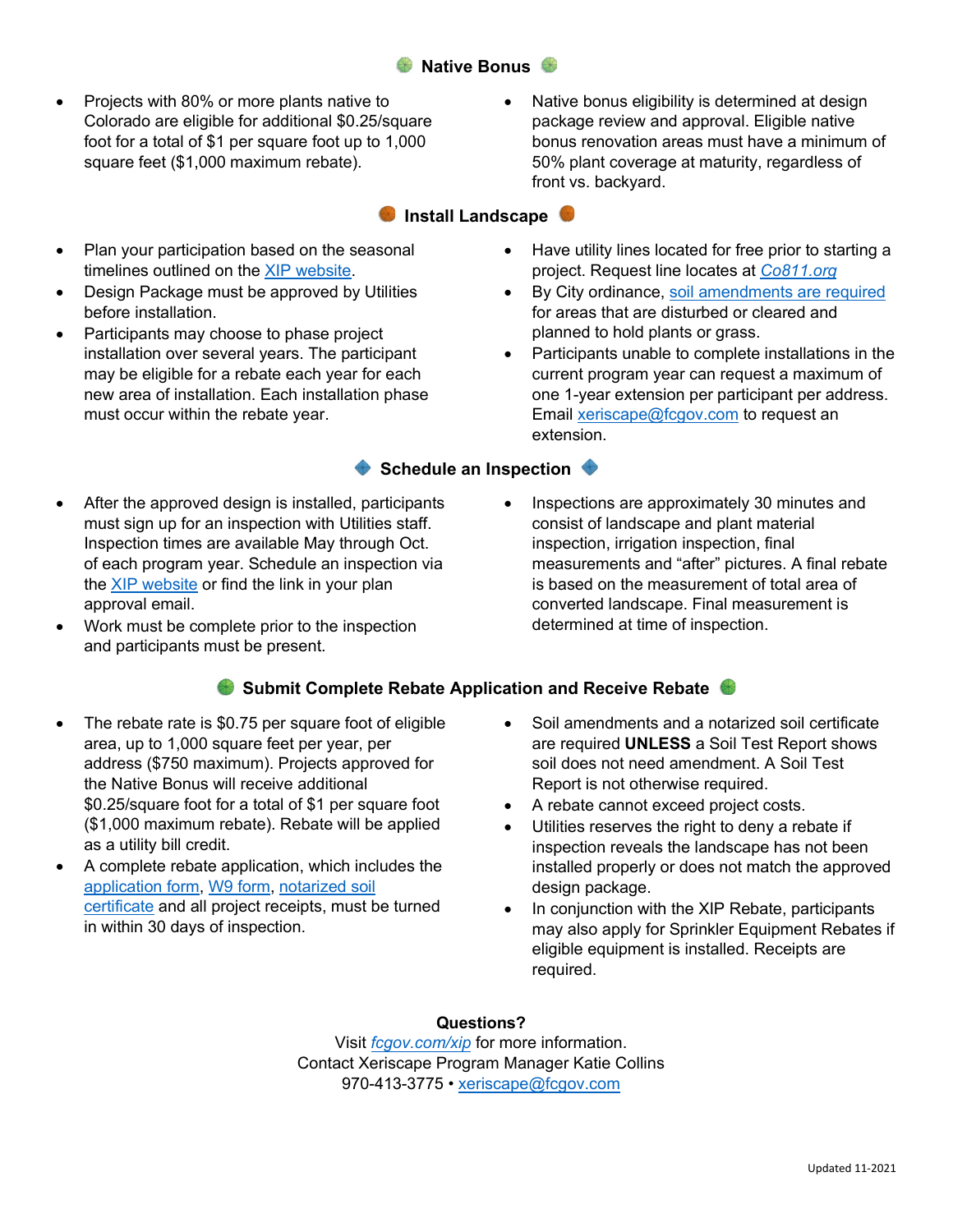## Native Bonus

- Projects with 80% or more plants native to Colorado are eligible for additional $0.25/square foot for a total of $1 per square foot up to 1,000 square feet ($1,000 maximum rebate).
- Native bonus eligibility is determined at design package review and approval. Eligible native bonus renovation areas must have a minimum of 50% plant coverage at maturity, regardless of front vs. backyard.

## Install Landscape

- Plan your participation based on the seasonal timelines outlined on the XIP website.
- Design Package must be approved by Utilities before installation.
- Participants may choose to phase project installation over several years. The participant may be eligible for a rebate each year for each new area of installation. Each installation phase must occur within the rebate year.
- Have utility lines located for free prior to starting a project. Request line locates at *Co811.org*
- By City ordinance, soil amendments are required for areas that are disturbed or cleared and planned to hold plants or grass.
- Participants unable to complete installations in the current program year can request a maximum of one 1-year extension per participant per address. Email xeriscape@fcgov.com to request an extension.

## Schedule an Inspection

- After the approved design is installed, participants must sign up for an inspection with Utilities staff. Inspection times are available May through Oct. of each program year. Schedule an inspection via the XIP website or find the link in your plan approval email.
- Work must be complete prior to the inspection and participants must be present.
- Inspections are approximately 30 minutes and consist of landscape and plant material inspection, irrigation inspection, final measurements and "after" pictures. A final rebate is based on the measurement of total area of converted landscape. Final measurement is determined at time of inspection.

## Submit Complete Rebate Application and Receive Rebate

- The rebate rate is $0.75 per square foot of eligible area, up to 1,000 square feet per year, per address ($750 maximum). Projects approved for the Native Bonus will receive additional $0.25/square foot for a total of $1 per square foot ($1,000 maximum rebate). Rebate will be applied as a utility bill credit.
- A complete rebate application, which includes the application form, W9 form, notarized soil certificate and all project receipts, must be turned in within 30 days of inspection.
- Soil amendments and a notarized soil certificate are required **UNLESS** a Soil Test Report shows soil does not need amendment. A Soil Test Report is not otherwise required.
- A rebate cannot exceed project costs.
- Utilities reserves the right to deny a rebate if inspection reveals the landscape has not been installed properly or does not match the approved design package.
- In conjunction with the XIP Rebate, participants may also apply for Sprinkler Equipment Rebates if eligible equipment is installed. Receipts are required.

**Questions?**

Visit *fcgov.com/xip* for more information.
Contact Xeriscape Program Manager Katie Collins
970-413-3775 • xeriscape@fcgov.com

Updated 11-2021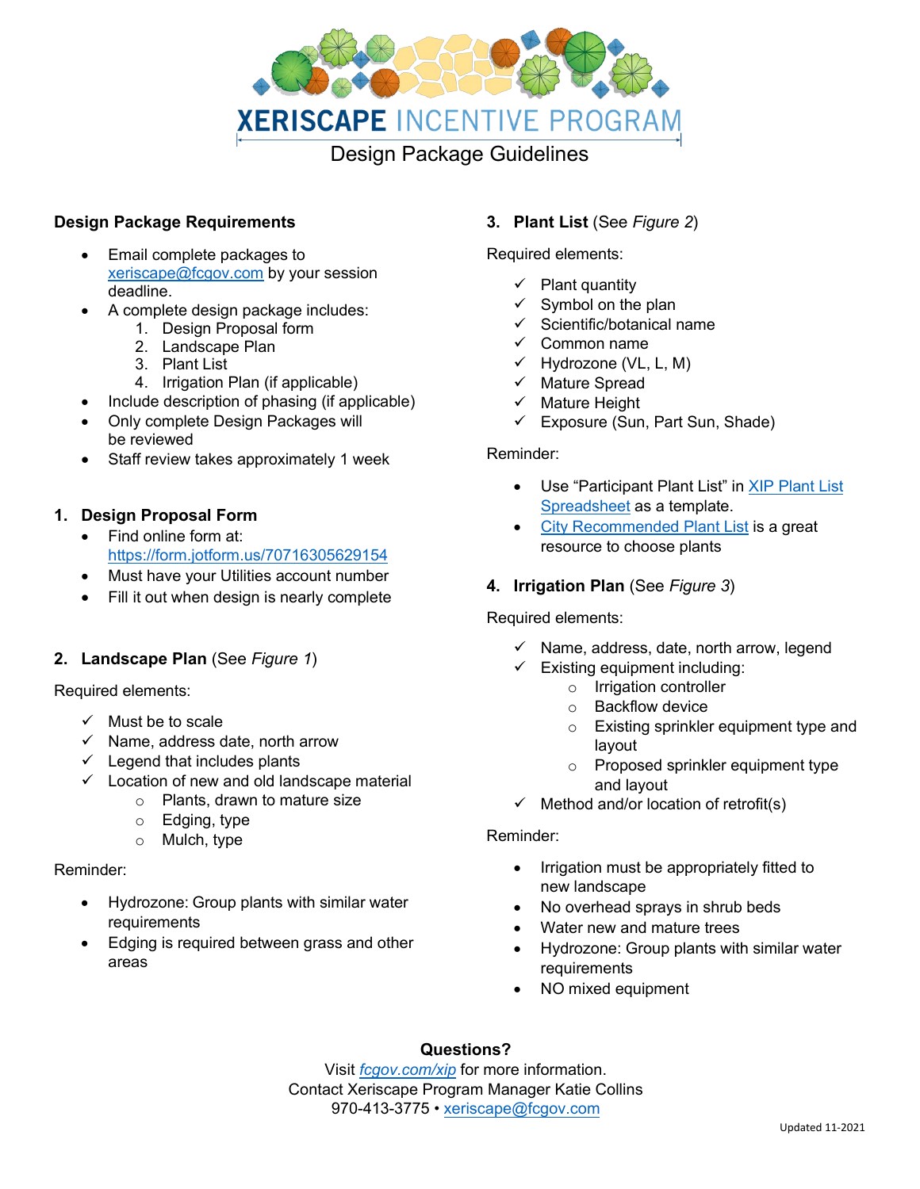# XERISCAPE INCENTIVE PROGRAM

Design Package Guidelines

## Design Package Requirements

- Email complete packages to xeriscape@fcgov.com by your session deadline.
- A complete design package includes:
    1. Design Proposal form
    2. Landscape Plan
    3. Plant List
    4. Irrigation Plan (if applicable)
- Include description of phasing (if applicable)
- Only complete Design Packages will be reviewed
- Staff review takes approximately 1 week

### 1. Design Proposal Form

- Find online form at: https://form.jotform.us/70716305629154
- Must have your Utilities account number
- Fill it out when design is nearly complete

### 2. Landscape Plan (See *Figure 1*)

Required elements:

- ✓ Must be to scale
- ✓ Name, address date, north arrow
- ✓ Legend that includes plants
- ✓ Location of new and old landscape material
    - Plants, drawn to mature size
    - Edging, type
    - Mulch, type

Reminder:

- Hydrozone: Group plants with similar water requirements
- Edging is required between grass and other areas

### 3. Plant List (See *Figure 2*)

Required elements:

- ✓ Plant quantity
- ✓ Symbol on the plan
- ✓ Scientific/botanical name
- ✓ Common name
- ✓ Hydrozone (VL, L, M)
- ✓ Mature Spread
- ✓ Mature Height
- ✓ Exposure (Sun, Part Sun, Shade)

Reminder:

- Use "Participant Plant List" in XIP Plant List Spreadsheet as a template.
- City Recommended Plant List is a great resource to choose plants

### 4. Irrigation Plan (See *Figure 3*)

Required elements:

- ✓ Name, address, date, north arrow, legend
- ✓ Existing equipment including:
    - Irrigation controller
    - Backflow device
    - Existing sprinkler equipment type and layout
    - Proposed sprinkler equipment type and layout
- ✓ Method and/or location of retrofit(s)

Reminder:

- Irrigation must be appropriately fitted to new landscape
- No overhead sprays in shrub beds
- Water new and mature trees
- Hydrozone: Group plants with similar water requirements
- NO mixed equipment

**Questions?**

Visit *fcgov.com/xip* for more information.
Contact Xeriscape Program Manager Katie Collins
970-413-3775 • xeriscape@fcgov.com

Updated 11-2021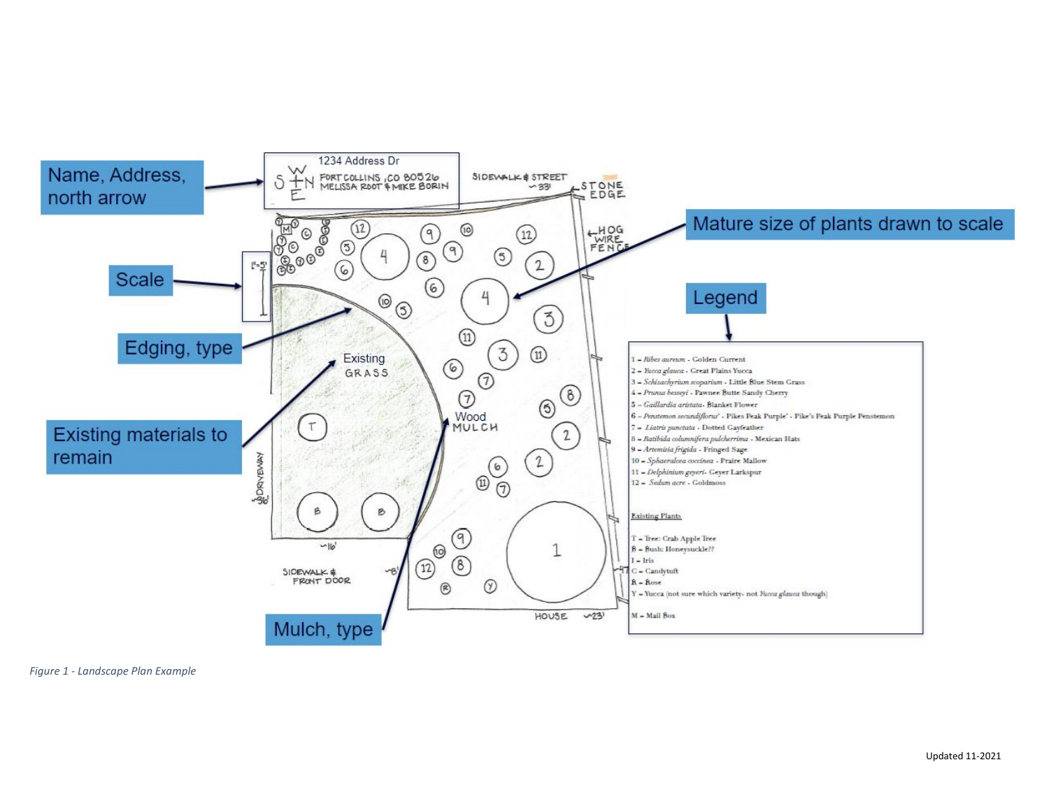Figure 1 - Landscape Plan Example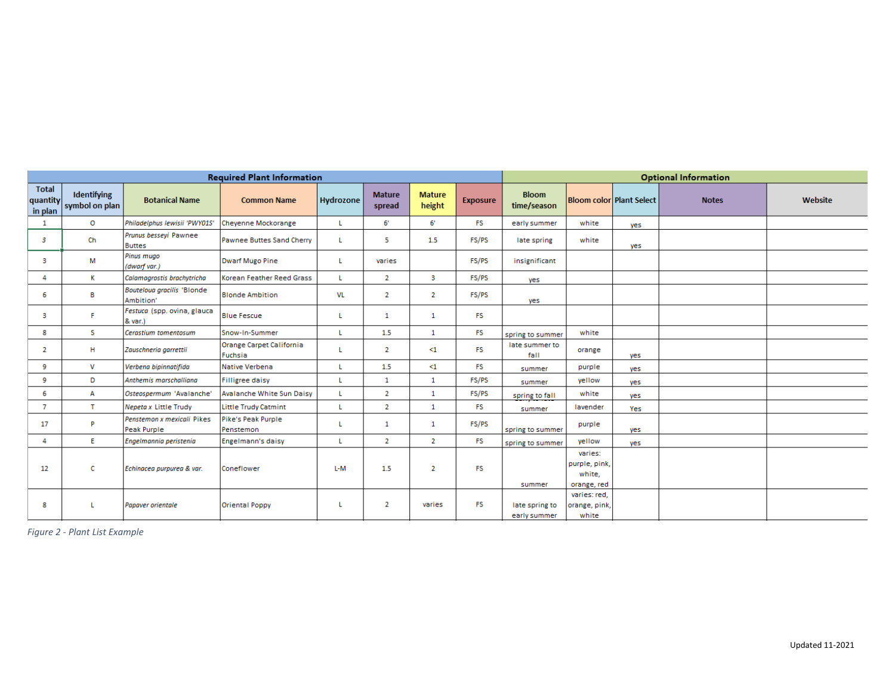| Required Plant Information | | | | | | | | Optional Information | | | | |
|---|---|---|---|---|---|---|---|---|---|---|---|---|
| Total quantity in plan | Identifying symbol on plan | Botanical Name | Common Name | Hydrozone | Mature spread | Mature height | Exposure | Bloom time/season | Bloom color | Plant Select | Notes | Website |
| 1 | O | *Philadelphus lewisii 'PWY01S'* | Cheyenne Mockorange | L | 6' | 6' | FS | early summer | white | yes | | |
| 3 | Ch | *Prunus besseyi* Pawnee Buttes | Pawnee Buttes Sand Cherry | L | 5 | 1.5 | FS/PS | late spring | white | yes | | |
| 3 | M | *Pinus mugo (dwarf var.)* | Dwarf Mugo Pine | L | varies | | FS/PS | insignificant | | | | |
| 4 | K | *Calamagrostis brachytricha* | Korean Feather Reed Grass | L | 2 | 3 | FS/PS | yes | | | | |
| 6 | B | *Bouteloua gracilis* 'Blonde Ambition' | Blonde Ambition | VL | 2 | 2 | FS/PS | yes | | | | |
| 3 | F | *Festuca* (spp. ovina, glauca & var.) | Blue Fescue | L | 1 | 1 | FS | | | | | |
| 8 | S | *Cerastium tomentosum* | Snow-In-Summer | L | 1.5 | 1 | FS | spring to summer | white | | | |
| 2 | H | *Zauschneria garrettii* | Orange Carpet California Fuchsia | L | 2 | <1 | FS | late summer to fall | orange | yes | | |
| 9 | V | *Verbena bipinnatifida* | Native Verbena | L | 1.5 | <1 | FS | summer | purple | yes | | |
| 9 | D | *Anthemis marschalliana* | Filligree daisy | L | 1 | 1 | FS/PS | summer | yellow | yes | | |
| 6 | A | *Osteospermum* 'Avalanche' | Avalanche White Sun Daisy | L | 2 | 1 | FS/PS | spring to fall | white | yes | | |
| 7 | T | *Nepeta x* Little Trudy | Little Trudy Catmint | L | 2 | 1 | FS | summer | lavender | Yes | | |
| 17 | P | *Penstemon x mexicali* Pikes Peak Purple | Pike's Peak Purple Penstemon | L | 1 | 1 | FS/PS | spring to summer | purple | yes | | |
| 4 | E | *Engelmannia peristenia* | Engelmann's daisy | L | 2 | 2 | FS | spring to summer | yellow | yes | | |
| 12 | C | *Echinacea purpurea & var.* | Coneflower | L-M | 1.5 | 2 | FS | summer | varies: purple, pink, white, orange, red | | | |
| 8 | L | *Papaver orientale* | Oriental Poppy | L | 2 | varies | FS | late spring to early summer | varies: red, orange, pink, white | | | |

*Figure 2 - Plant List Example*

Updated 11-2021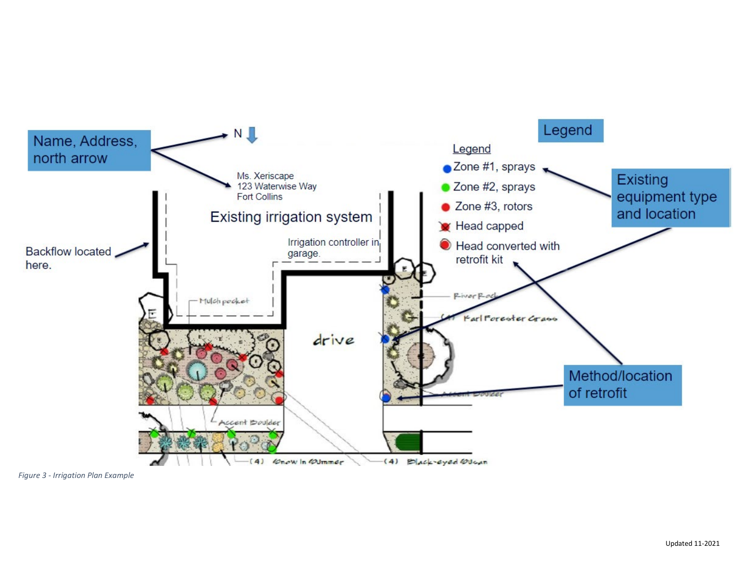Name, Address, north arrow

N

Ms. Xeriscape
123 Waterwise Way
Fort Collins

Existing irrigation system

Irrigation controller in garage.

Backflow located here.

Mulch pocket

drive

River Rock

(4) Karl Forester Grass

Accent Boulder

Accent Boulder

(4) Snow In Summer

(4) Black-eyed Susan

Legend

Legend

Zone #1, sprays

Zone #2, sprays

Zone #3, rotors

Head capped

Head converted with retrofit kit

Existing equipment type and location

Method/location of retrofit

*Figure 3 - Irrigation Plan Example*